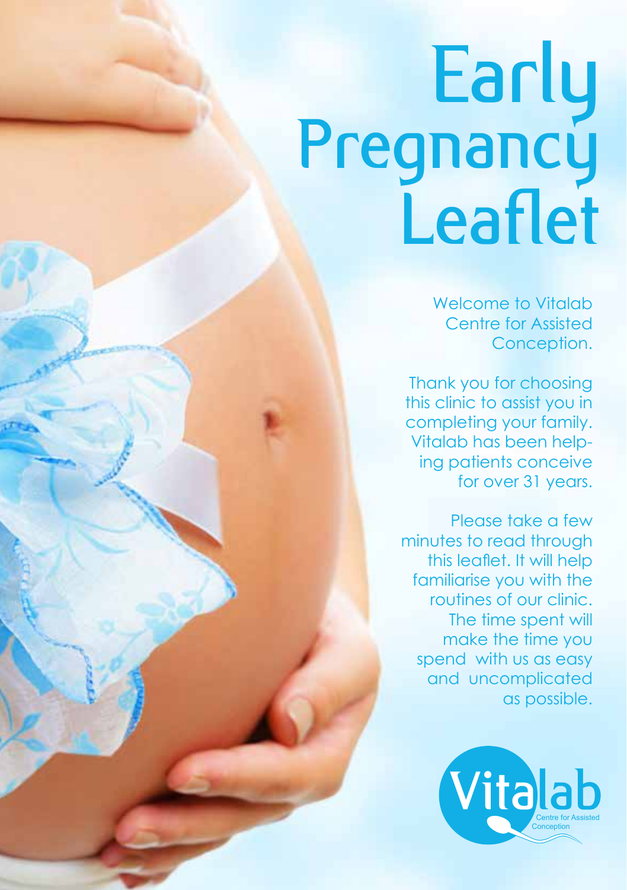# Early Pregnancy Leaflet

Welcome to Vitalab Centre for Assisted Conception.

Thank you for choosing this clinic to assist you in completing your family. Vitalab has been helping patients conceive for over 31 years.

Please take a few minutes to read through this leaflet. It will help familiarise you with the routines of our clinic. The time spent will make the time you spend with us as easy and uncomplicated as possible.

Vitalab
Centre for Assisted Conception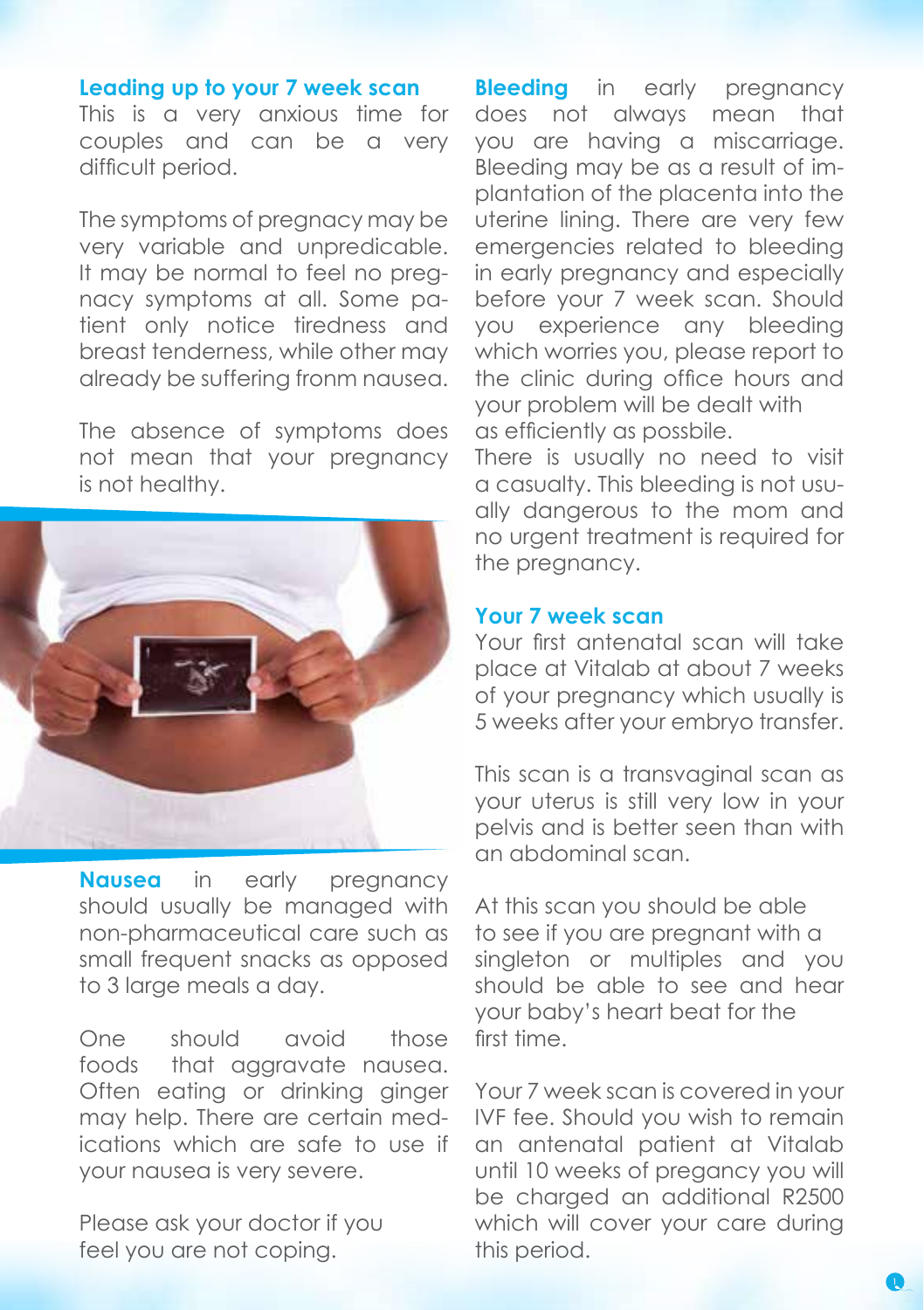## Leading up to your 7 week scan

This is a very anxious time for couples and can be a very difficult period.

The symptoms of pregnacy may be very variable and unpredicable. It may be normal to feel no pregnacy symptoms at all. Some patient only notice tiredness and breast tenderness, while other may already be suffering fronm nausea.

The absence of symptoms does not mean that your pregnancy is not healthy.

**Nausea** in early pregnancy should usually be managed with non-pharmaceutical care such as small frequent snacks as opposed to 3 large meals a day.

One should avoid those foods that aggravate nausea. Often eating or drinking ginger may help. There are certain medications which are safe to use if your nausea is very severe.

Please ask your doctor if you feel you are not coping.

**Bleeding** in early pregnancy does not always mean that you are having a miscarriage. Bleeding may be as a result of implantation of the placenta into the uterine lining. There are very few emergencies related to bleeding in early pregnancy and especially before your 7 week scan. Should you experience any bleeding which worries you, please report to the clinic during office hours and your problem will be dealt with as efficiently as possbile.

There is usually no need to visit a casualty. This bleeding is not usually dangerous to the mom and no urgent treatment is required for the pregnancy.

## Your 7 week scan

Your first antenatal scan will take place at Vitalab at about 7 weeks of your pregnancy which usually is 5 weeks after your embryo transfer.

This scan is a transvaginal scan as your uterus is still very low in your pelvis and is better seen than with an abdominal scan.

At this scan you should be able to see if you are pregnant with a singleton or multiples and you should be able to see and hear your baby's heart beat for the first time.

Your 7 week scan is covered in your IVF fee. Should you wish to remain an antenatal patient at Vitalab until 10 weeks of pregancy you will be charged an additional R2500 which will cover your care during this period.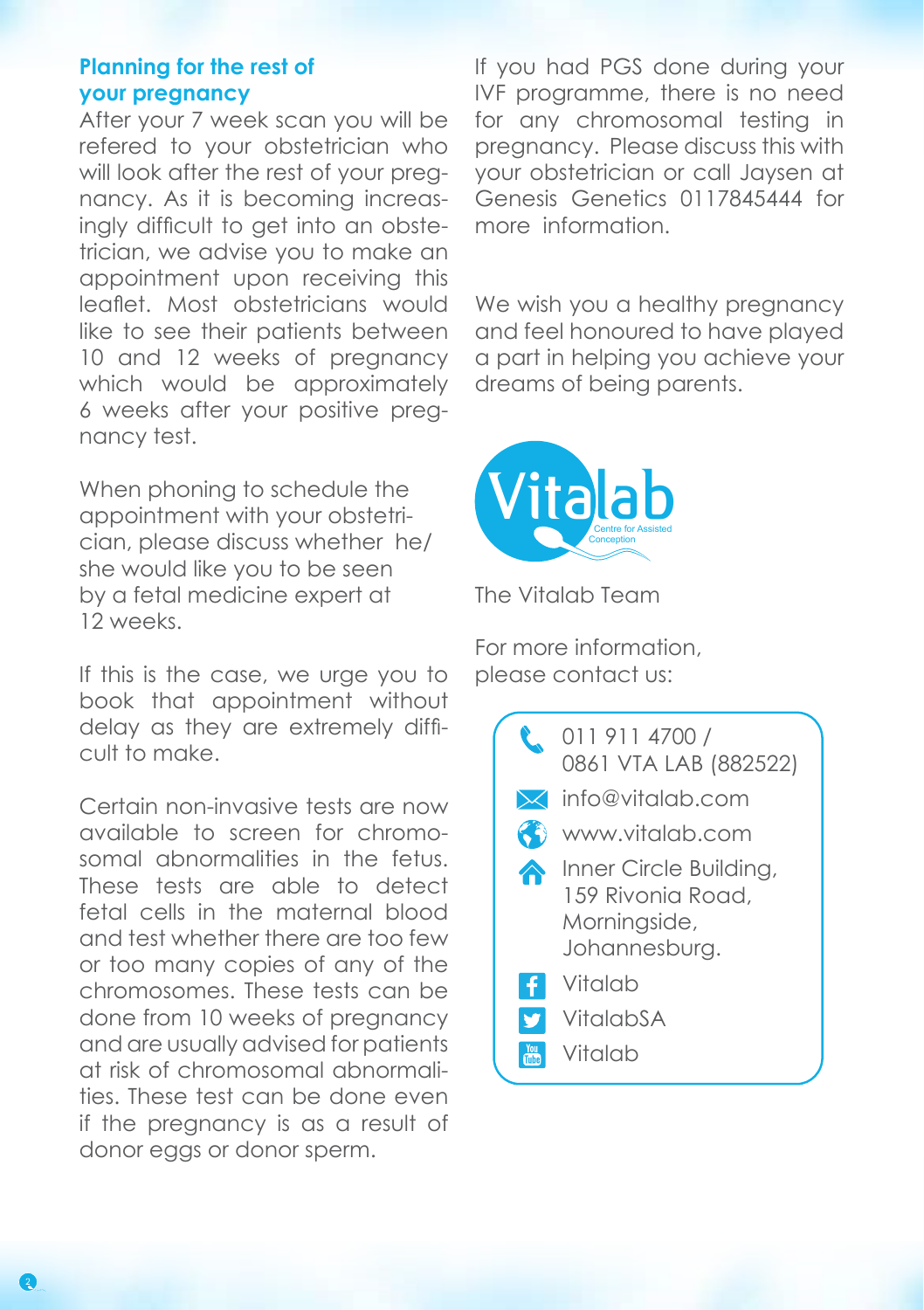## Planning for the rest of your pregnancy

After your 7 week scan you will be refered to your obstetrician who will look after the rest of your pregnancy. As it is becoming increasingly difficult to get into an obstetrician, we advise you to make an appointment upon receiving this leaflet. Most obstetricians would like to see their patients between 10 and 12 weeks of pregnancy which would be approximately 6 weeks after your positive pregnancy test.

When phoning to schedule the appointment with your obstetrician, please discuss whether he/she would like you to be seen by a fetal medicine expert at 12 weeks.

If this is the case, we urge you to book that appointment without delay as they are extremely difficult to make.

Certain non-invasive tests are now available to screen for chromosomal abnormalities in the fetus. These tests are able to detect fetal cells in the maternal blood and test whether there are too few or too many copies of any of the chromosomes. These tests can be done from 10 weeks of pregnancy and are usually advised for patients at risk of chromosomal abnormalities. These test can be done even if the pregnancy is as a result of donor eggs or donor sperm.

If you had PGS done during your IVF programme, there is no need for any chromosomal testing in pregnancy. Please discuss this with your obstetrician or call Jaysen at Genesis Genetics 0117845444 for more information.

We wish you a healthy pregnancy and feel honoured to have played a part in helping you achieve your dreams of being parents.

Vitalab
Centre for Assisted Conception

The Vitalab Team

For more information, please contact us:

- 011 911 4700 / 0861 VTA LAB (882522)
- info@vitalab.com
- www.vitalab.com
- Inner Circle Building, 159 Rivonia Road, Morningside, Johannesburg.
- Vitalab
- VitalabSA
- Vitalab